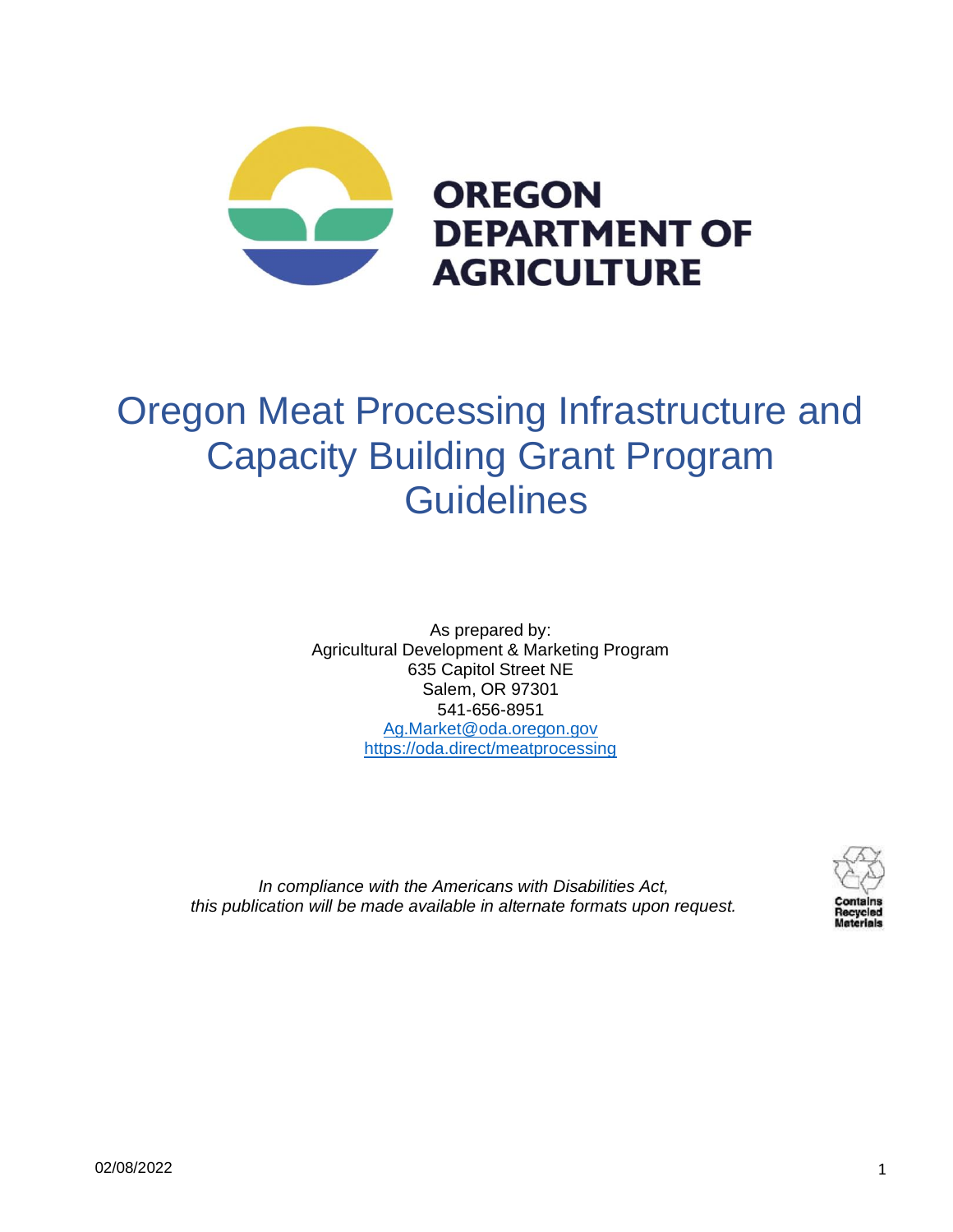OREGON DEPARTMENT OF AGRICULTURE

# Oregon Meat Processing Infrastructure and Capacity Building Grant Program Guidelines

As prepared by:
Agricultural Development & Marketing Program
635 Capitol Street NE
Salem, OR 97301
541-656-8951
Ag.Market@oda.oregon.gov
https://oda.direct/meatprocessing

*In compliance with the Americans with Disabilities Act, this publication will be made available in alternate formats upon request.*

Contains Recycled Materials

02/08/2022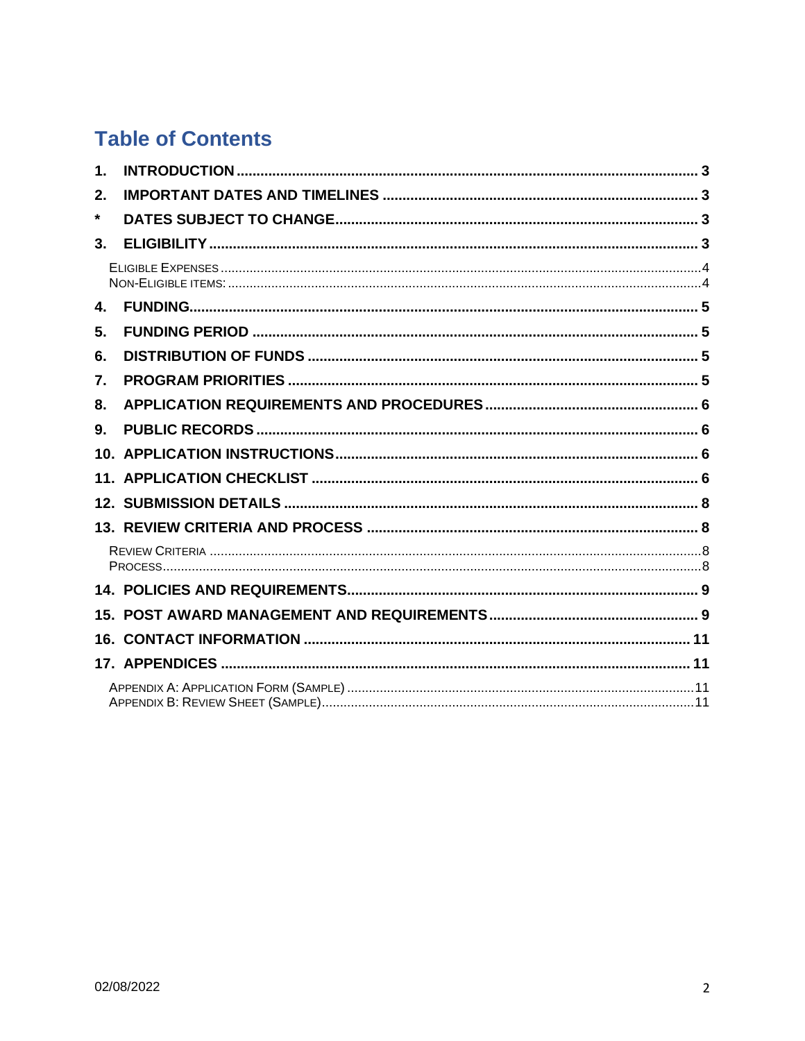# Table of Contents

1. INTRODUCTION ..... 3
2. IMPORTANT DATES AND TIMELINES ..... 3
* DATES SUBJECT TO CHANGE ..... 3
3. ELIGIBILITY ..... 3
   - Eligible Expenses ..... 4
   - Non-Eligible items: ..... 4
4. FUNDING ..... 5
5. FUNDING PERIOD ..... 5
6. DISTRIBUTION OF FUNDS ..... 5
7. PROGRAM PRIORITIES ..... 5
8. APPLICATION REQUIREMENTS AND PROCEDURES ..... 6
9. PUBLIC RECORDS ..... 6
10. APPLICATION INSTRUCTIONS ..... 6
11. APPLICATION CHECKLIST ..... 6
12. SUBMISSION DETAILS ..... 8
13. REVIEW CRITERIA AND PROCESS ..... 8
    - Review Criteria ..... 8
    - Process ..... 8
14. POLICIES AND REQUIREMENTS ..... 9
15. POST AWARD MANAGEMENT AND REQUIREMENTS ..... 9
16. CONTACT INFORMATION ..... 11
17. APPENDICES ..... 11
    - Appendix A: Application Form (Sample) ..... 11
    - Appendix B: Review Sheet (Sample) ..... 11

02/08/2022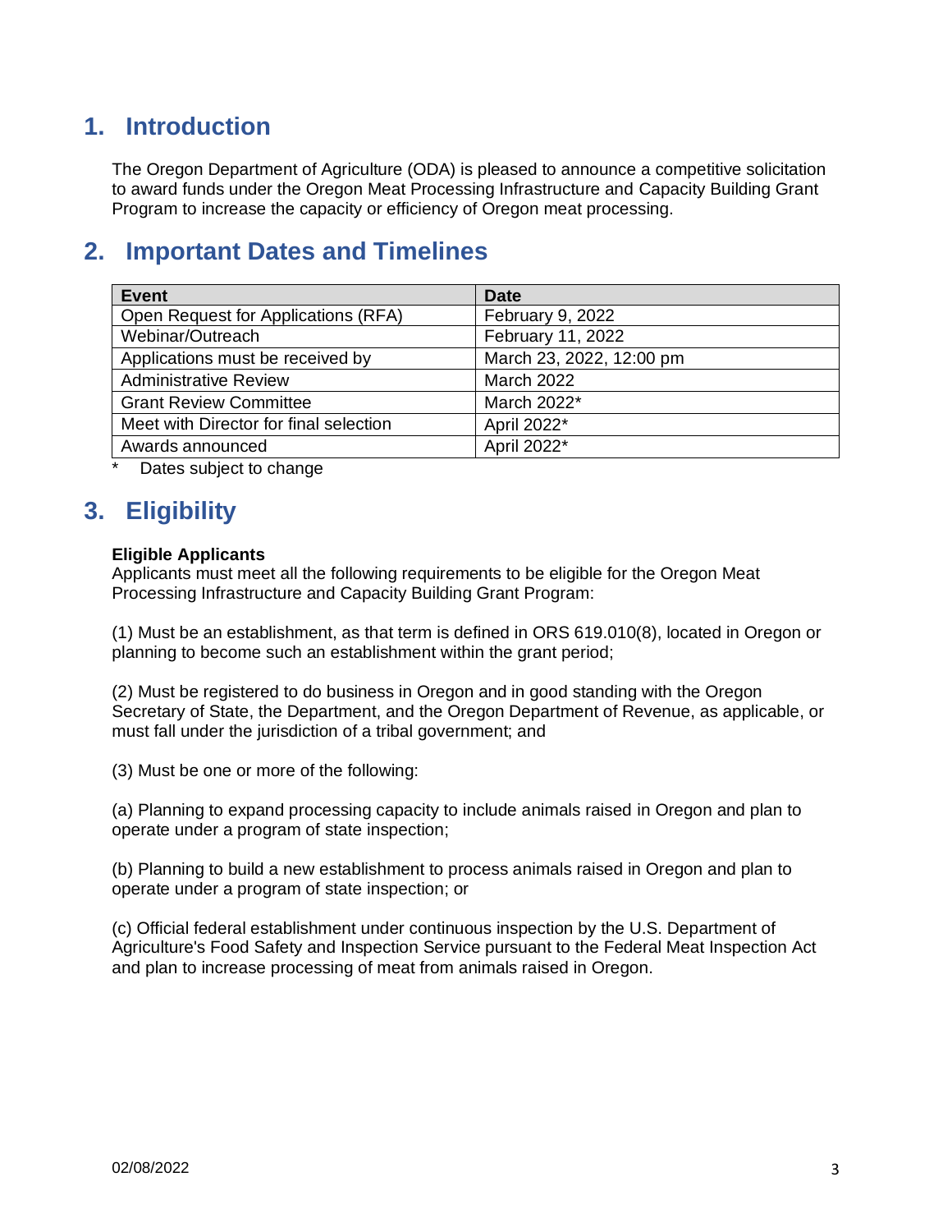## 1. Introduction

The Oregon Department of Agriculture (ODA) is pleased to announce a competitive solicitation to award funds under the Oregon Meat Processing Infrastructure and Capacity Building Grant Program to increase the capacity or efficiency of Oregon meat processing.

## 2. Important Dates and Timelines

| Event | Date |
|---|---|
| Open Request for Applications (RFA) | February 9, 2022 |
| Webinar/Outreach | February 11, 2022 |
| Applications must be received by | March 23, 2022, 12:00 pm |
| Administrative Review | March 2022 |
| Grant Review Committee | March 2022* |
| Meet with Director for final selection | April 2022* |
| Awards announced | April 2022* |

\* Dates subject to change

## 3. Eligibility

**Eligible Applicants**
Applicants must meet all the following requirements to be eligible for the Oregon Meat Processing Infrastructure and Capacity Building Grant Program:

(1) Must be an establishment, as that term is defined in ORS 619.010(8), located in Oregon or planning to become such an establishment within the grant period;

(2) Must be registered to do business in Oregon and in good standing with the Oregon Secretary of State, the Department, and the Oregon Department of Revenue, as applicable, or must fall under the jurisdiction of a tribal government; and

(3) Must be one or more of the following:

(a) Planning to expand processing capacity to include animals raised in Oregon and plan to operate under a program of state inspection;

(b) Planning to build a new establishment to process animals raised in Oregon and plan to operate under a program of state inspection; or

(c) Official federal establishment under continuous inspection by the U.S. Department of Agriculture's Food Safety and Inspection Service pursuant to the Federal Meat Inspection Act and plan to increase processing of meat from animals raised in Oregon.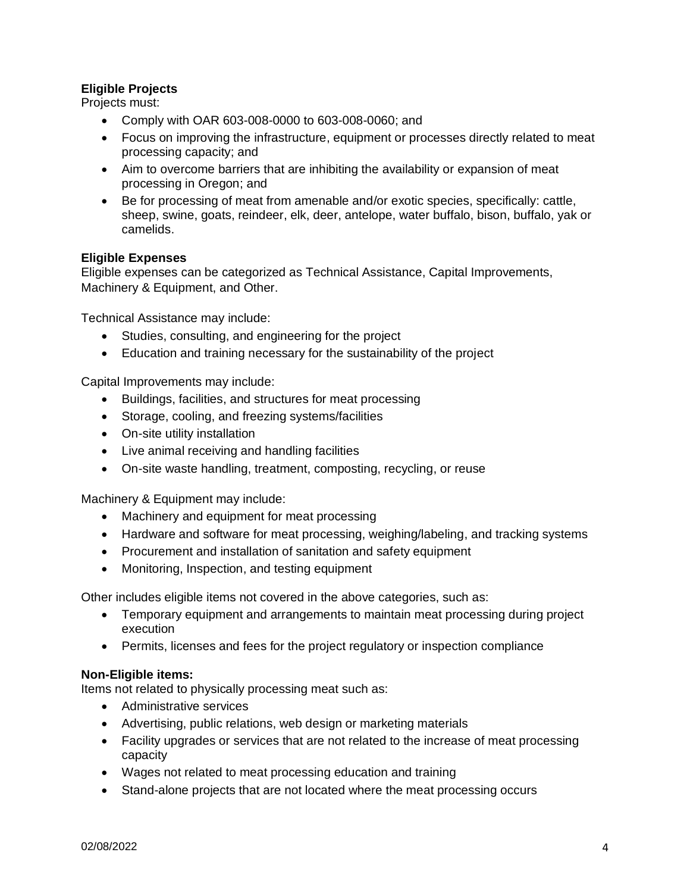**Eligible Projects**

Projects must:

- Comply with OAR 603-008-0000 to 603-008-0060; and
- Focus on improving the infrastructure, equipment or processes directly related to meat processing capacity; and
- Aim to overcome barriers that are inhibiting the availability or expansion of meat processing in Oregon; and
- Be for processing of meat from amenable and/or exotic species, specifically: cattle, sheep, swine, goats, reindeer, elk, deer, antelope, water buffalo, bison, buffalo, yak or camelids.

**Eligible Expenses**

Eligible expenses can be categorized as Technical Assistance, Capital Improvements, Machinery & Equipment, and Other.

Technical Assistance may include:

- Studies, consulting, and engineering for the project
- Education and training necessary for the sustainability of the project

Capital Improvements may include:

- Buildings, facilities, and structures for meat processing
- Storage, cooling, and freezing systems/facilities
- On-site utility installation
- Live animal receiving and handling facilities
- On-site waste handling, treatment, composting, recycling, or reuse

Machinery & Equipment may include:

- Machinery and equipment for meat processing
- Hardware and software for meat processing, weighing/labeling, and tracking systems
- Procurement and installation of sanitation and safety equipment
- Monitoring, Inspection, and testing equipment

Other includes eligible items not covered in the above categories, such as:

- Temporary equipment and arrangements to maintain meat processing during project execution
- Permits, licenses and fees for the project regulatory or inspection compliance

**Non-Eligible items:**

Items not related to physically processing meat such as:

- Administrative services
- Advertising, public relations, web design or marketing materials
- Facility upgrades or services that are not related to the increase of meat processing capacity
- Wages not related to meat processing education and training
- Stand-alone projects that are not located where the meat processing occurs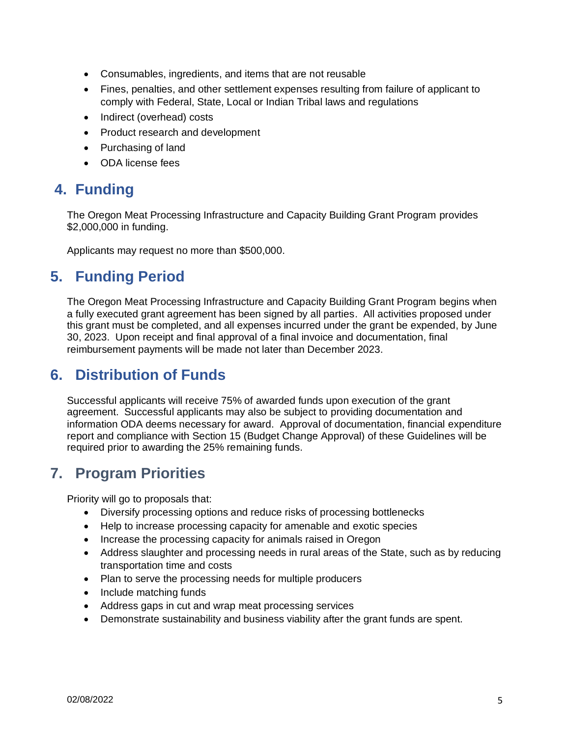- Consumables, ingredients, and items that are not reusable
- Fines, penalties, and other settlement expenses resulting from failure of applicant to comply with Federal, State, Local or Indian Tribal laws and regulations
- Indirect (overhead) costs
- Product research and development
- Purchasing of land
- ODA license fees

## 4. Funding

The Oregon Meat Processing Infrastructure and Capacity Building Grant Program provides $2,000,000 in funding.

Applicants may request no more than $500,000.

## 5. Funding Period

The Oregon Meat Processing Infrastructure and Capacity Building Grant Program begins when a fully executed grant agreement has been signed by all parties. All activities proposed under this grant must be completed, and all expenses incurred under the grant be expended, by June 30, 2023. Upon receipt and final approval of a final invoice and documentation, final reimbursement payments will be made not later than December 2023.

## 6. Distribution of Funds

Successful applicants will receive 75% of awarded funds upon execution of the grant agreement. Successful applicants may also be subject to providing documentation and information ODA deems necessary for award. Approval of documentation, financial expenditure report and compliance with Section 15 (Budget Change Approval) of these Guidelines will be required prior to awarding the 25% remaining funds.

## 7. Program Priorities

Priority will go to proposals that:

- Diversify processing options and reduce risks of processing bottlenecks
- Help to increase processing capacity for amenable and exotic species
- Increase the processing capacity for animals raised in Oregon
- Address slaughter and processing needs in rural areas of the State, such as by reducing transportation time and costs
- Plan to serve the processing needs for multiple producers
- Include matching funds
- Address gaps in cut and wrap meat processing services
- Demonstrate sustainability and business viability after the grant funds are spent.

02/08/2022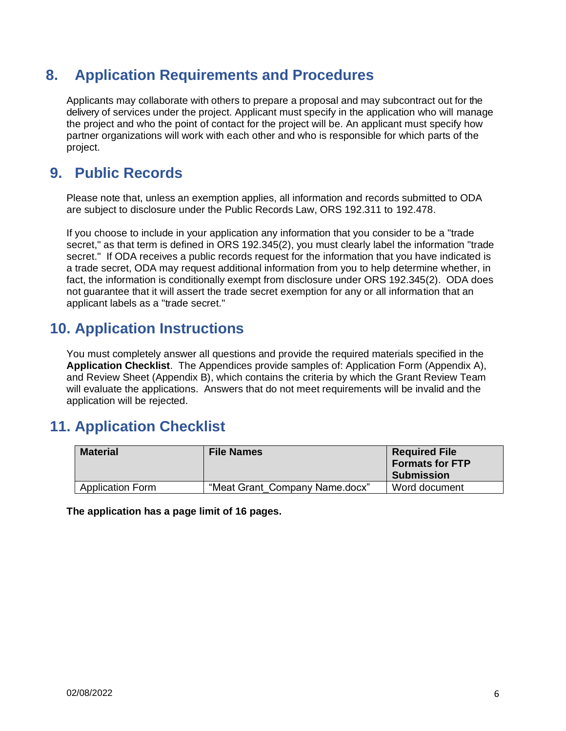## 8. Application Requirements and Procedures

Applicants may collaborate with others to prepare a proposal and may subcontract out for the delivery of services under the project. Applicant must specify in the application who will manage the project and who the point of contact for the project will be. An applicant must specify how partner organizations will work with each other and who is responsible for which parts of the project.

## 9. Public Records

Please note that, unless an exemption applies, all information and records submitted to ODA are subject to disclosure under the Public Records Law, ORS 192.311 to 192.478.

If you choose to include in your application any information that you consider to be a "trade secret," as that term is defined in ORS 192.345(2), you must clearly label the information "trade secret." If ODA receives a public records request for the information that you have indicated is a trade secret, ODA may request additional information from you to help determine whether, in fact, the information is conditionally exempt from disclosure under ORS 192.345(2). ODA does not guarantee that it will assert the trade secret exemption for any or all information that an applicant labels as a "trade secret."

## 10. Application Instructions

You must completely answer all questions and provide the required materials specified in the **Application Checklist**. The Appendices provide samples of: Application Form (Appendix A), and Review Sheet (Appendix B), which contains the criteria by which the Grant Review Team will evaluate the applications. Answers that do not meet requirements will be invalid and the application will be rejected.

## 11. Application Checklist

| Material | File Names | Required File Formats for FTP Submission |
|---|---|---|
| Application Form | "Meat Grant_Company Name.docx" | Word document |

**The application has a page limit of 16 pages.**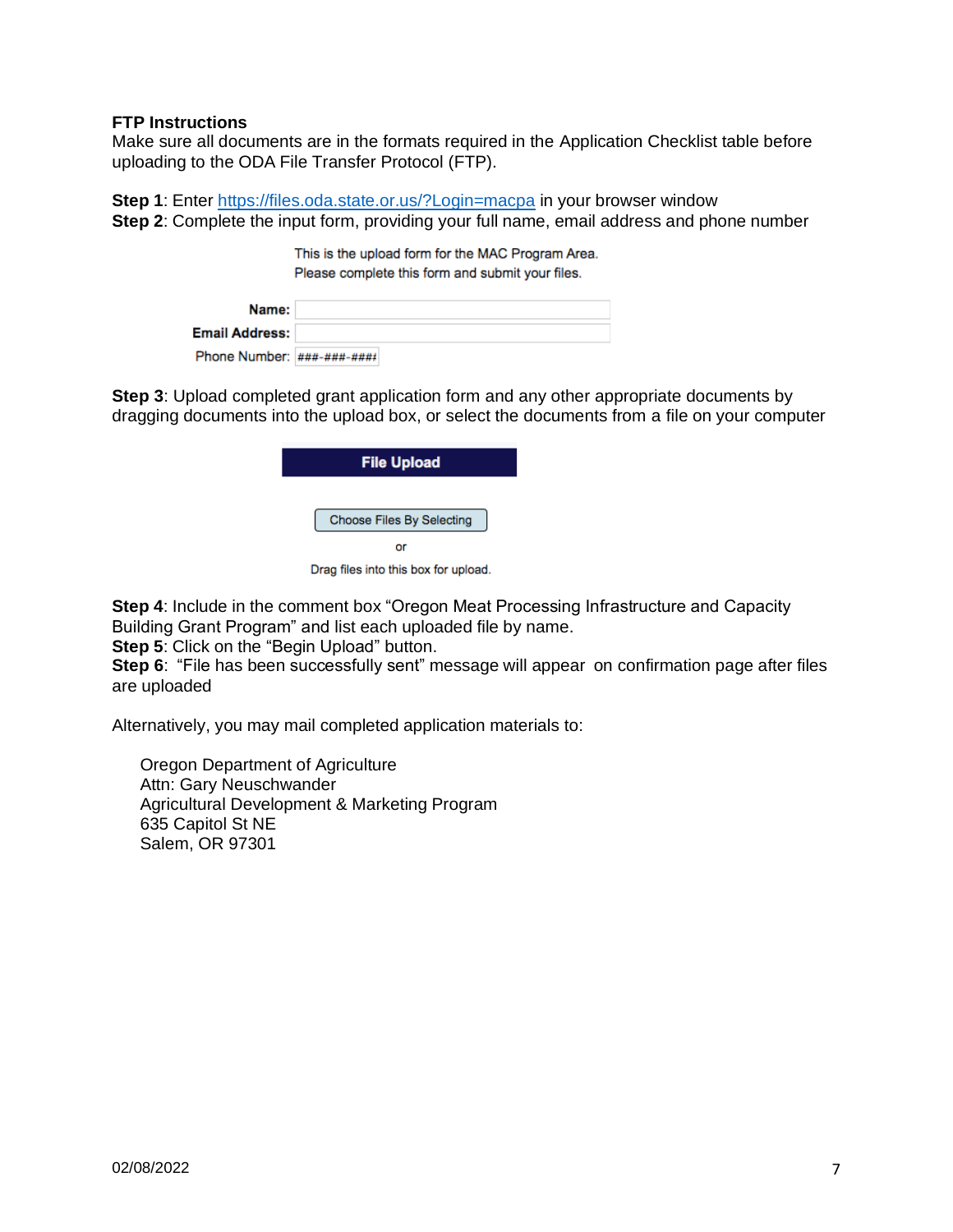**FTP Instructions**
Make sure all documents are in the formats required in the Application Checklist table before uploading to the ODA File Transfer Protocol (FTP).

**Step 1**: Enter https://files.oda.state.or.us/?Login=macpa in your browser window
**Step 2**: Complete the input form, providing your full name, email address and phone number

This is the upload form for the MAC Program Area.
Please complete this form and submit your files.

**Name:**
**Email Address:**
Phone Number: ###-###-####

**Step 3**: Upload completed grant application form and any other appropriate documents by dragging documents into the upload box, or select the documents from a file on your computer

**File Upload**

Choose Files By Selecting

or

Drag files into this box for upload.

**Step 4**: Include in the comment box "Oregon Meat Processing Infrastructure and Capacity Building Grant Program" and list each uploaded file by name.
**Step 5**: Click on the "Begin Upload" button.
**Step 6**: "File has been successfully sent" message will appear on confirmation page after files are uploaded

Alternatively, you may mail completed application materials to:

Oregon Department of Agriculture
Attn: Gary Neuschwander
Agricultural Development & Marketing Program
635 Capitol St NE
Salem, OR 97301

02/08/2022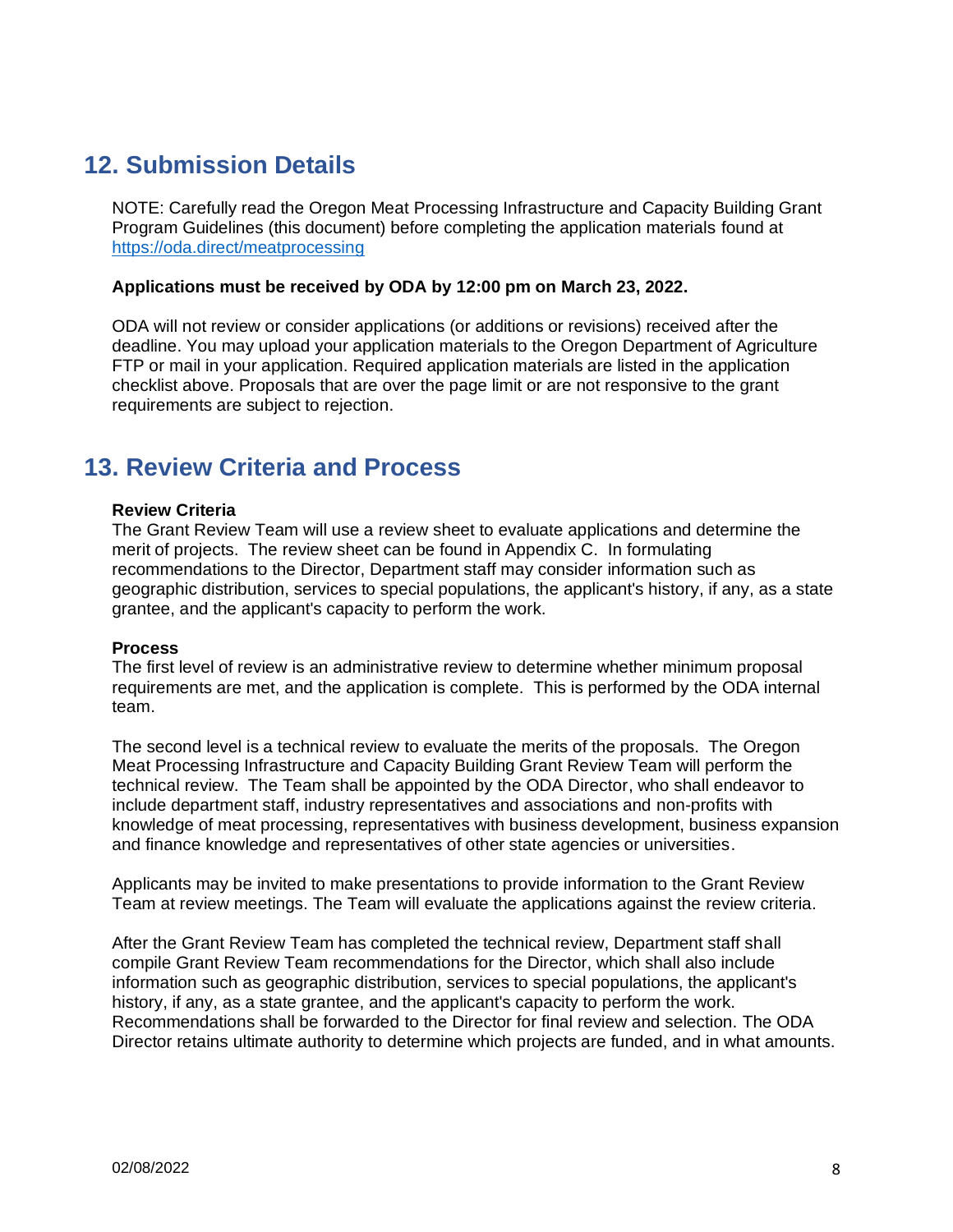## 12. Submission Details

NOTE: Carefully read the Oregon Meat Processing Infrastructure and Capacity Building Grant Program Guidelines (this document) before completing the application materials found at [https://oda.direct/meatprocessing](https://oda.direct/meatprocessing)

**Applications must be received by ODA by 12:00 pm on March 23, 2022.**

ODA will not review or consider applications (or additions or revisions) received after the deadline. You may upload your application materials to the Oregon Department of Agriculture FTP or mail in your application. Required application materials are listed in the application checklist above. Proposals that are over the page limit or are not responsive to the grant requirements are subject to rejection.

## 13. Review Criteria and Process

**Review Criteria**
The Grant Review Team will use a review sheet to evaluate applications and determine the merit of projects. The review sheet can be found in Appendix C. In formulating recommendations to the Director, Department staff may consider information such as geographic distribution, services to special populations, the applicant's history, if any, as a state grantee, and the applicant's capacity to perform the work.

**Process**
The first level of review is an administrative review to determine whether minimum proposal requirements are met, and the application is complete. This is performed by the ODA internal team.

The second level is a technical review to evaluate the merits of the proposals. The Oregon Meat Processing Infrastructure and Capacity Building Grant Review Team will perform the technical review. The Team shall be appointed by the ODA Director, who shall endeavor to include department staff, industry representatives and associations and non-profits with knowledge of meat processing, representatives with business development, business expansion and finance knowledge and representatives of other state agencies or universities.

Applicants may be invited to make presentations to provide information to the Grant Review Team at review meetings. The Team will evaluate the applications against the review criteria.

After the Grant Review Team has completed the technical review, Department staff shall compile Grant Review Team recommendations for the Director, which shall also include information such as geographic distribution, services to special populations, the applicant's history, if any, as a state grantee, and the applicant's capacity to perform the work. Recommendations shall be forwarded to the Director for final review and selection. The ODA Director retains ultimate authority to determine which projects are funded, and in what amounts.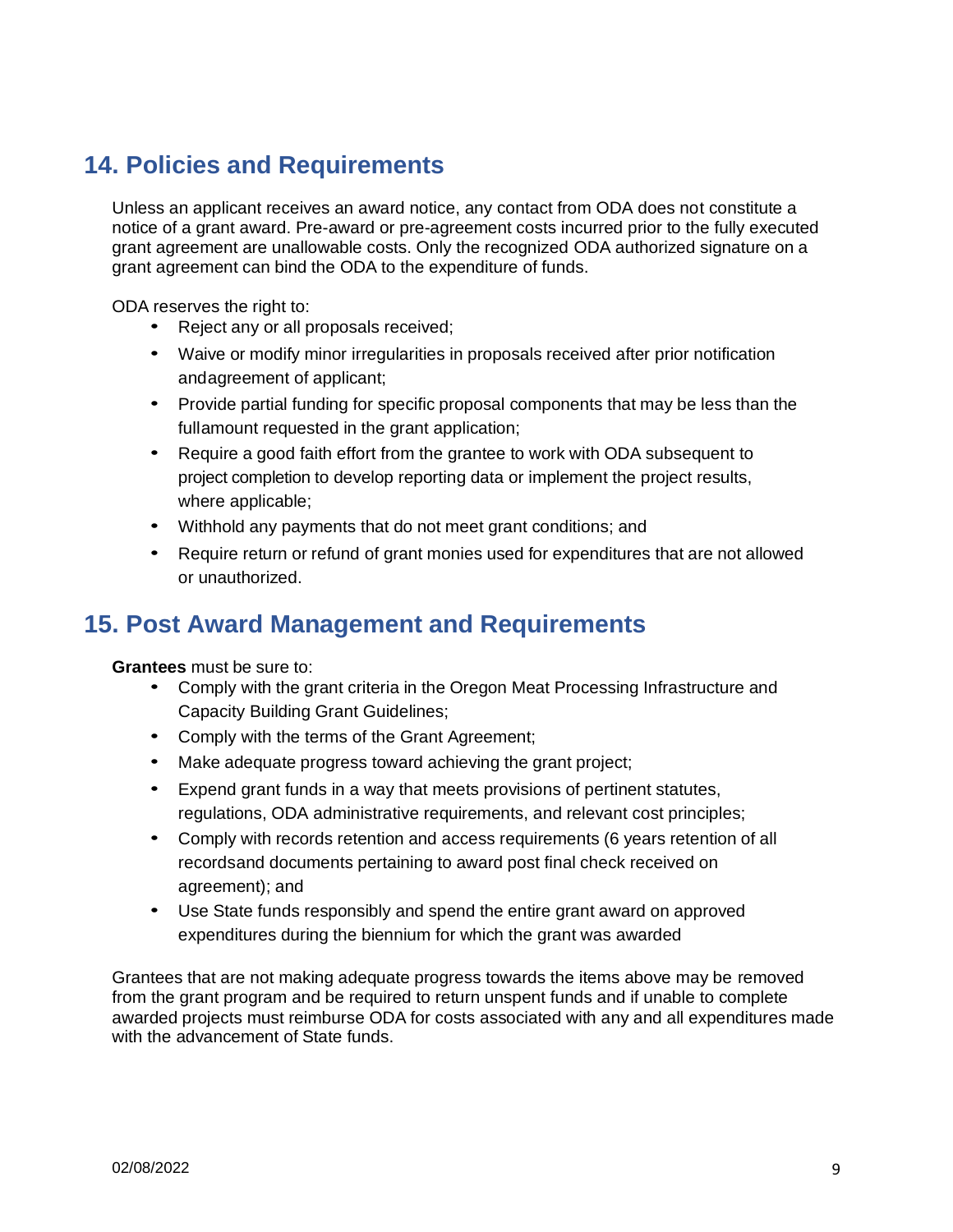## 14. Policies and Requirements

Unless an applicant receives an award notice, any contact from ODA does not constitute a notice of a grant award. Pre-award or pre-agreement costs incurred prior to the fully executed grant agreement are unallowable costs. Only the recognized ODA authorized signature on a grant agreement can bind the ODA to the expenditure of funds.

ODA reserves the right to:

- Reject any or all proposals received;
- Waive or modify minor irregularities in proposals received after prior notification andagreement of applicant;
- Provide partial funding for specific proposal components that may be less than the fullamount requested in the grant application;
- Require a good faith effort from the grantee to work with ODA subsequent to project completion to develop reporting data or implement the project results, where applicable;
- Withhold any payments that do not meet grant conditions; and
- Require return or refund of grant monies used for expenditures that are not allowed or unauthorized.

## 15. Post Award Management and Requirements

**Grantees** must be sure to:

- Comply with the grant criteria in the Oregon Meat Processing Infrastructure and Capacity Building Grant Guidelines;
- Comply with the terms of the Grant Agreement;
- Make adequate progress toward achieving the grant project;
- Expend grant funds in a way that meets provisions of pertinent statutes, regulations, ODA administrative requirements, and relevant cost principles;
- Comply with records retention and access requirements (6 years retention of all recordsand documents pertaining to award post final check received on agreement); and
- Use State funds responsibly and spend the entire grant award on approved expenditures during the biennium for which the grant was awarded

Grantees that are not making adequate progress towards the items above may be removed from the grant program and be required to return unspent funds and if unable to complete awarded projects must reimburse ODA for costs associated with any and all expenditures made with the advancement of State funds.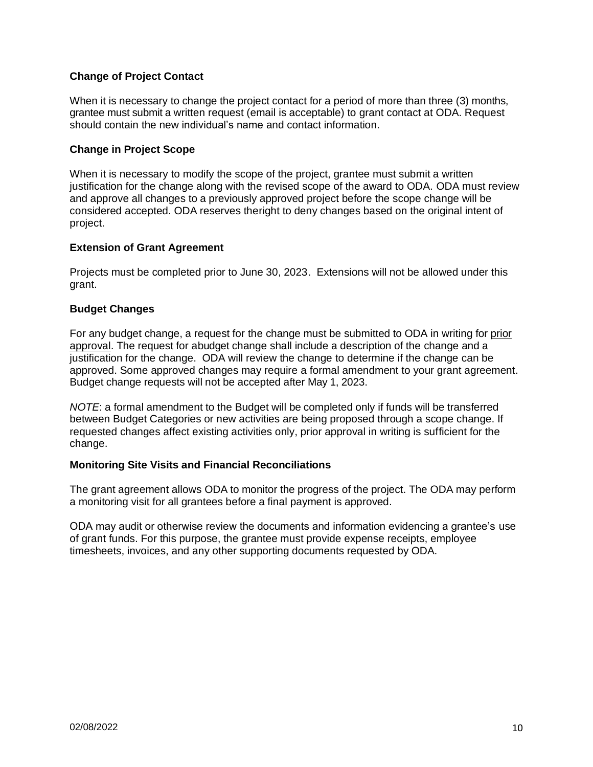### Change of Project Contact

When it is necessary to change the project contact for a period of more than three (3) months, grantee must submit a written request (email is acceptable) to grant contact at ODA. Request should contain the new individual's name and contact information.

### Change in Project Scope

When it is necessary to modify the scope of the project, grantee must submit a written justification for the change along with the revised scope of the award to ODA. ODA must review and approve all changes to a previously approved project before the scope change will be considered accepted. ODA reserves theright to deny changes based on the original intent of project.

### Extension of Grant Agreement

Projects must be completed prior to June 30, 2023. Extensions will not be allowed under this grant.

### Budget Changes

For any budget change, a request for the change must be submitted to ODA in writing for <u>prior approval</u>. The request for abudget change shall include a description of the change and a justification for the change. ODA will review the change to determine if the change can be approved. Some approved changes may require a formal amendment to your grant agreement. Budget change requests will not be accepted after May 1, 2023.

*NOTE*: a formal amendment to the Budget will be completed only if funds will be transferred between Budget Categories or new activities are being proposed through a scope change. If requested changes affect existing activities only, prior approval in writing is sufficient for the change.

### Monitoring Site Visits and Financial Reconciliations

The grant agreement allows ODA to monitor the progress of the project. The ODA may perform a monitoring visit for all grantees before a final payment is approved.

ODA may audit or otherwise review the documents and information evidencing a grantee's use of grant funds. For this purpose, the grantee must provide expense receipts, employee timesheets, invoices, and any other supporting documents requested by ODA.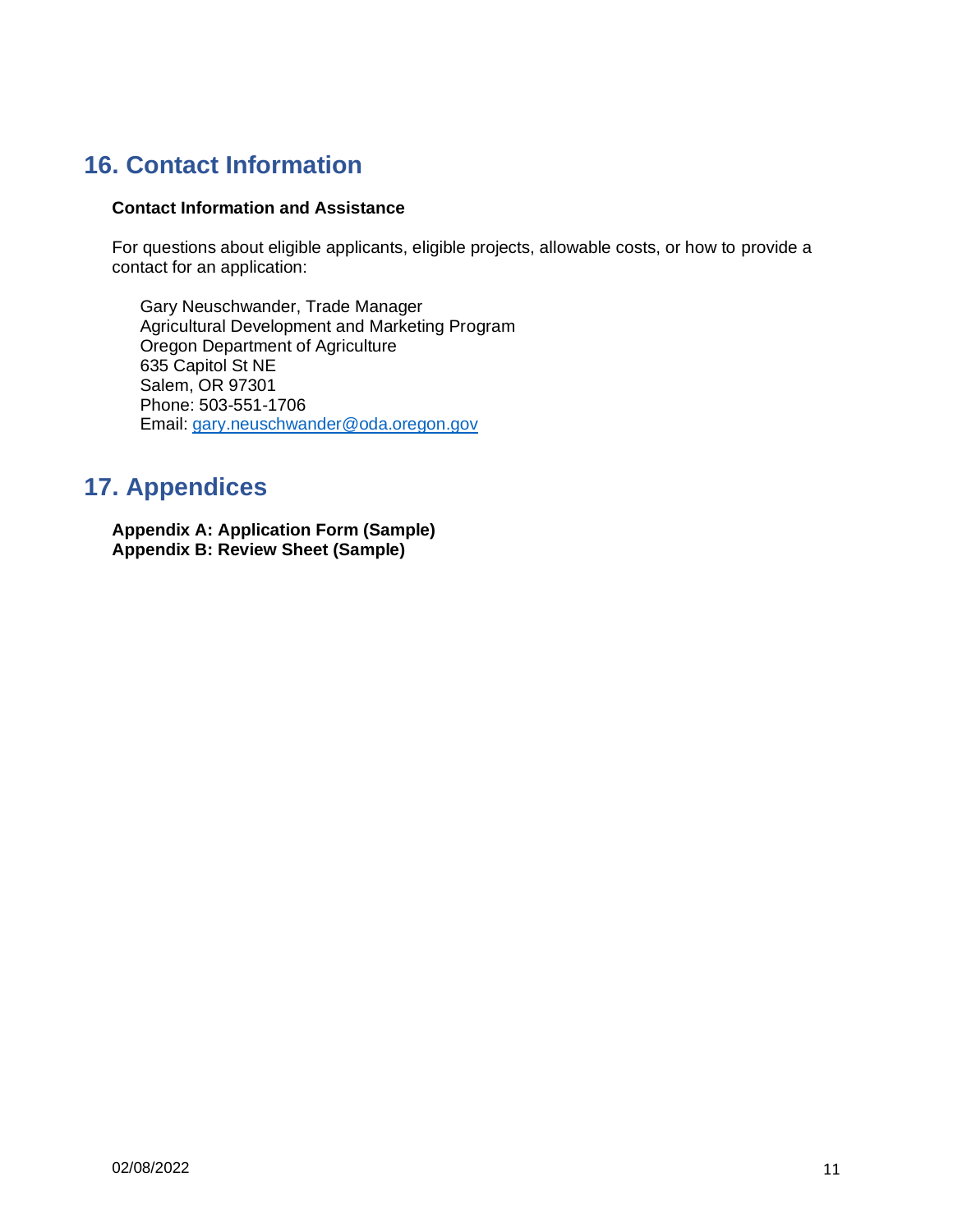## 16. Contact Information

**Contact Information and Assistance**

For questions about eligible applicants, eligible projects, allowable costs, or how to provide a contact for an application:

Gary Neuschwander, Trade Manager
Agricultural Development and Marketing Program
Oregon Department of Agriculture
635 Capitol St NE
Salem, OR 97301
Phone: 503-551-1706
Email: gary.neuschwander@oda.oregon.gov

## 17. Appendices

**Appendix A: Application Form (Sample)**
**Appendix B: Review Sheet (Sample)**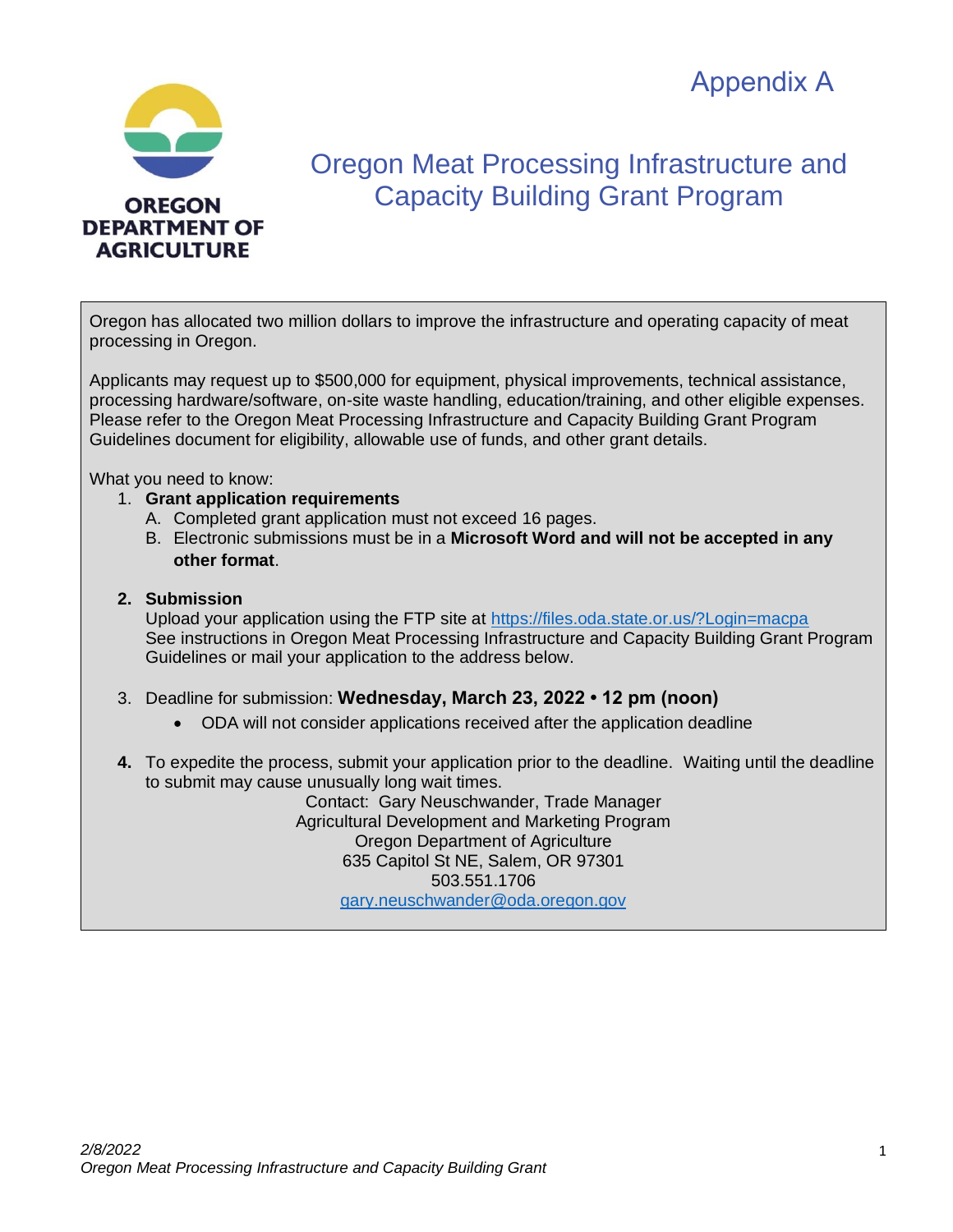Appendix A

OREGON DEPARTMENT OF AGRICULTURE

# Oregon Meat Processing Infrastructure and Capacity Building Grant Program

Oregon has allocated two million dollars to improve the infrastructure and operating capacity of meat processing in Oregon.

Applicants may request up to $500,000 for equipment, physical improvements, technical assistance, processing hardware/software, on-site waste handling, education/training, and other eligible expenses. Please refer to the Oregon Meat Processing Infrastructure and Capacity Building Grant Program Guidelines document for eligibility, allowable use of funds, and other grant details.

What you need to know:

1. **Grant application requirements**
   A. Completed grant application must not exceed 16 pages.
   B. Electronic submissions must be in a **Microsoft Word and will not be accepted in any other format**.

2. **Submission**
   Upload your application using the FTP site at https://files.oda.state.or.us/?Login=macpa
   See instructions in Oregon Meat Processing Infrastructure and Capacity Building Grant Program Guidelines or mail your application to the address below.

3. Deadline for submission: **Wednesday, March 23, 2022 • 12 pm (noon)**
   - ODA will not consider applications received after the application deadline

4. To expedite the process, submit your application prior to the deadline. Waiting until the deadline to submit may cause unusually long wait times.

Contact: Gary Neuschwander, Trade Manager
Agricultural Development and Marketing Program
Oregon Department of Agriculture
635 Capitol St NE, Salem, OR 97301
503.551.1706
gary.neuschwander@oda.oregon.gov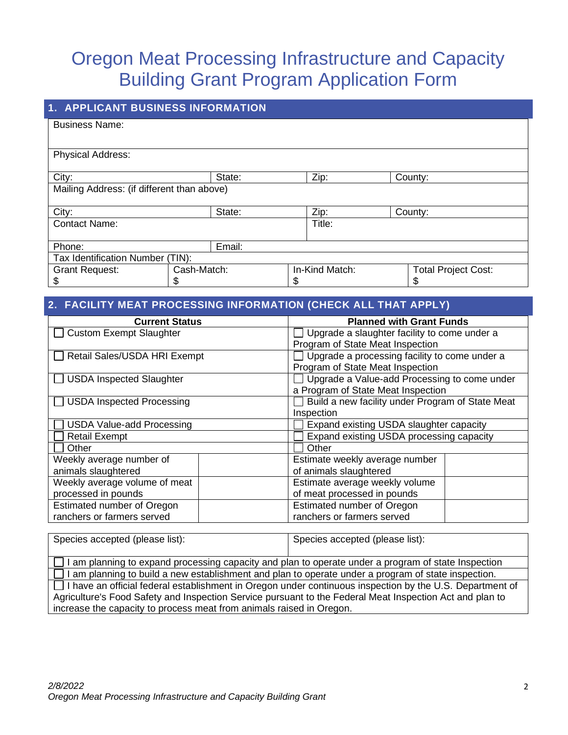# Oregon Meat Processing Infrastructure and Capacity Building Grant Program Application Form

## 1. APPLICANT BUSINESS INFORMATION

| Business Name: | | | |
|---|---|---|---|
| Physical Address: | | | |
| City: | State: | Zip: | County: |
| Mailing Address: (if different than above) | | | |
| City: | State: | Zip: | County: |
| Contact Name: | | Title: | |
| Phone: | Email: | | |
| Tax Identification Number (TIN): | | | |
| Grant Request: $ | Cash-Match: $ | In-Kind Match: $ | Total Project Cost: $ |

## 2. FACILITY MEAT PROCESSING INFORMATION (CHECK ALL THAT APPLY)

| Current Status | | Planned with Grant Funds | |
|---|---|---|---|
| ☐ Custom Exempt Slaughter | | ☐ Upgrade a slaughter facility to come under a Program of State Meat Inspection | |
| ☐ Retail Sales/USDA HRI Exempt | | ☐ Upgrade a processing facility to come under a Program of State Meat Inspection | |
| ☐ USDA Inspected Slaughter | | ☐ Upgrade a Value-add Processing to come under a Program of State Meat Inspection | |
| ☐ USDA Inspected Processing | | ☐ Build a new facility under Program of State Meat Inspection | |
| ☐ USDA Value-add Processing | | ☐ Expand existing USDA slaughter capacity | |
| ☐ Retail Exempt | | ☐ Expand existing USDA processing capacity | |
| ☐ Other | | ☐ Other | |
| Weekly average number of animals slaughtered | | Estimate weekly average number of animals slaughtered | |
| Weekly average volume of meat processed in pounds | | Estimate average weekly volume of meat processed in pounds | |
| Estimated number of Oregon ranchers or farmers served | | Estimated number of Oregon ranchers or farmers served | |

| Species accepted (please list): | Species accepted (please list): |
|---|---|

☐ I am planning to expand processing capacity and plan to operate under a program of state Inspection

☐ I am planning to build a new establishment and plan to operate under a program of state inspection.

☐ I have an official federal establishment in Oregon under continuous inspection by the U.S. Department of Agriculture's Food Safety and Inspection Service pursuant to the Federal Meat Inspection Act and plan to increase the capacity to process meat from animals raised in Oregon.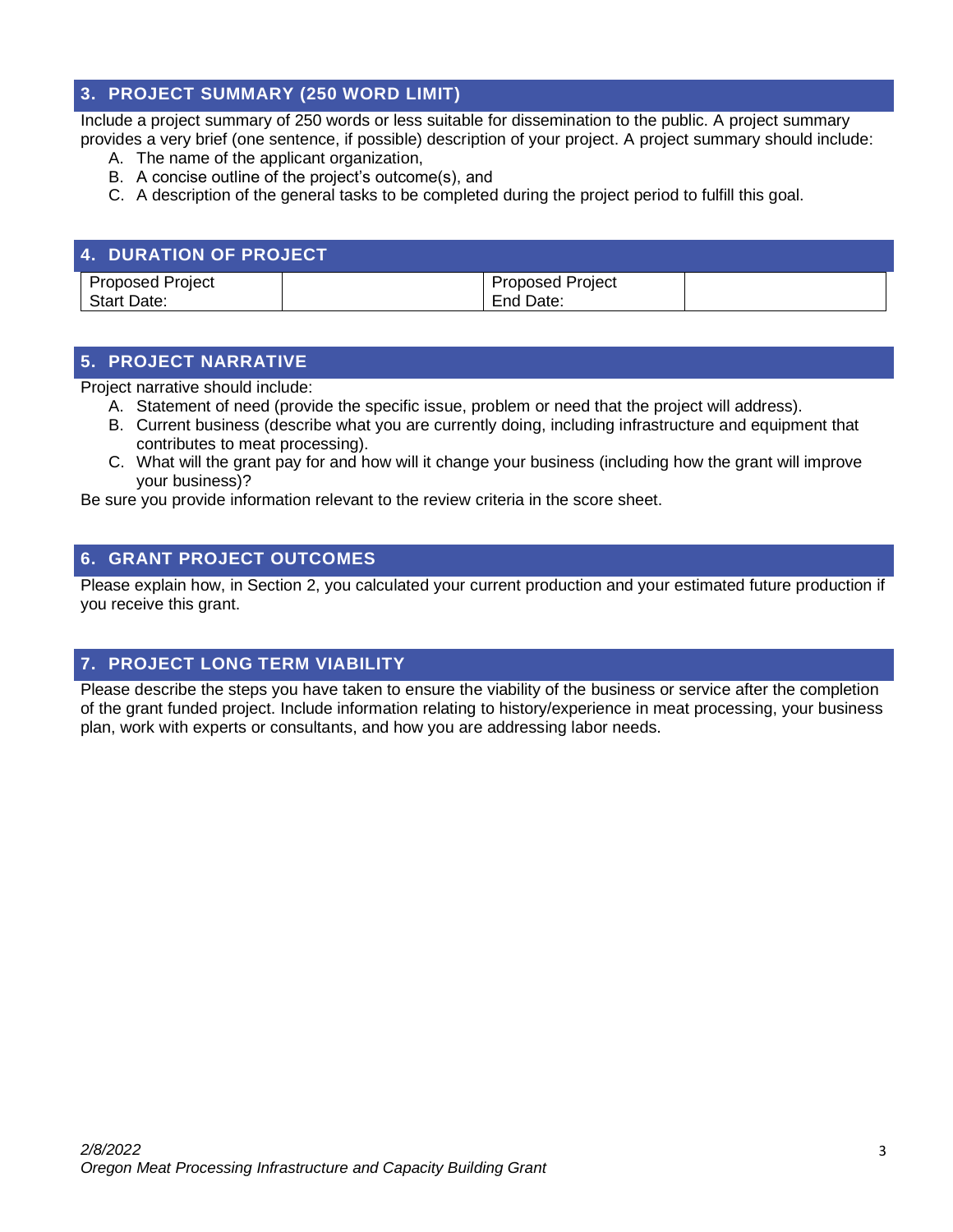## 3. PROJECT SUMMARY (250 WORD LIMIT)

Include a project summary of 250 words or less suitable for dissemination to the public. A project summary provides a very brief (one sentence, if possible) description of your project. A project summary should include:

A. The name of the applicant organization,
B. A concise outline of the project's outcome(s), and
C. A description of the general tasks to be completed during the project period to fulfill this goal.

## 4. DURATION OF PROJECT

| Proposed Project Start Date: | | Proposed Project End Date: | |
|---|---|---|---|

## 5. PROJECT NARRATIVE

Project narrative should include:

A. Statement of need (provide the specific issue, problem or need that the project will address).
B. Current business (describe what you are currently doing, including infrastructure and equipment that contributes to meat processing).
C. What will the grant pay for and how will it change your business (including how the grant will improve your business)?

Be sure you provide information relevant to the review criteria in the score sheet.

## 6. GRANT PROJECT OUTCOMES

Please explain how, in Section 2, you calculated your current production and your estimated future production if you receive this grant.

## 7. PROJECT LONG TERM VIABILITY

Please describe the steps you have taken to ensure the viability of the business or service after the completion of the grant funded project. Include information relating to history/experience in meat processing, your business plan, work with experts or consultants, and how you are addressing labor needs.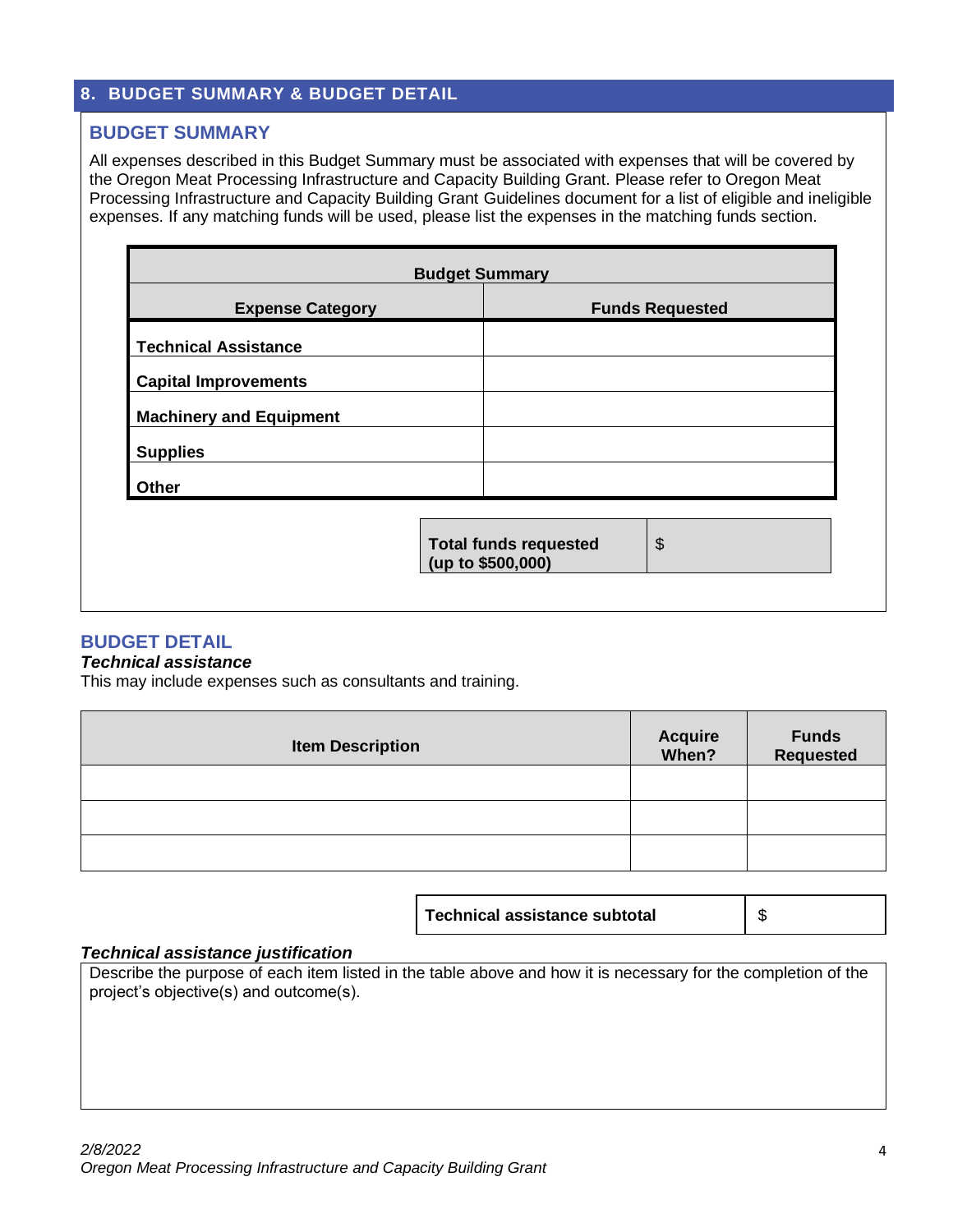## 8. BUDGET SUMMARY & BUDGET DETAIL

### BUDGET SUMMARY

All expenses described in this Budget Summary must be associated with expenses that will be covered by the Oregon Meat Processing Infrastructure and Capacity Building Grant. Please refer to Oregon Meat Processing Infrastructure and Capacity Building Grant Guidelines document for a list of eligible and ineligible expenses. If any matching funds will be used, please list the expenses in the matching funds section.

| **Budget Summary** | |
|---|---|
| **Expense Category** | **Funds Requested** |
| **Technical Assistance** | |
| **Capital Improvements** | |
| **Machinery and Equipment** | |
| **Supplies** | |
| **Other** | |

| **Total funds requested (up to $500,000)** | $ |
|---|---|

### BUDGET DETAIL

***Technical assistance***

This may include expenses such as consultants and training.

| Item Description | Acquire When? | Funds Requested |
|---|---|---|
| | | |
| | | |
| | | |

| **Technical assistance subtotal** | $ |
|---|---|

***Technical assistance justification***

Describe the purpose of each item listed in the table above and how it is necessary for the completion of the project's objective(s) and outcome(s).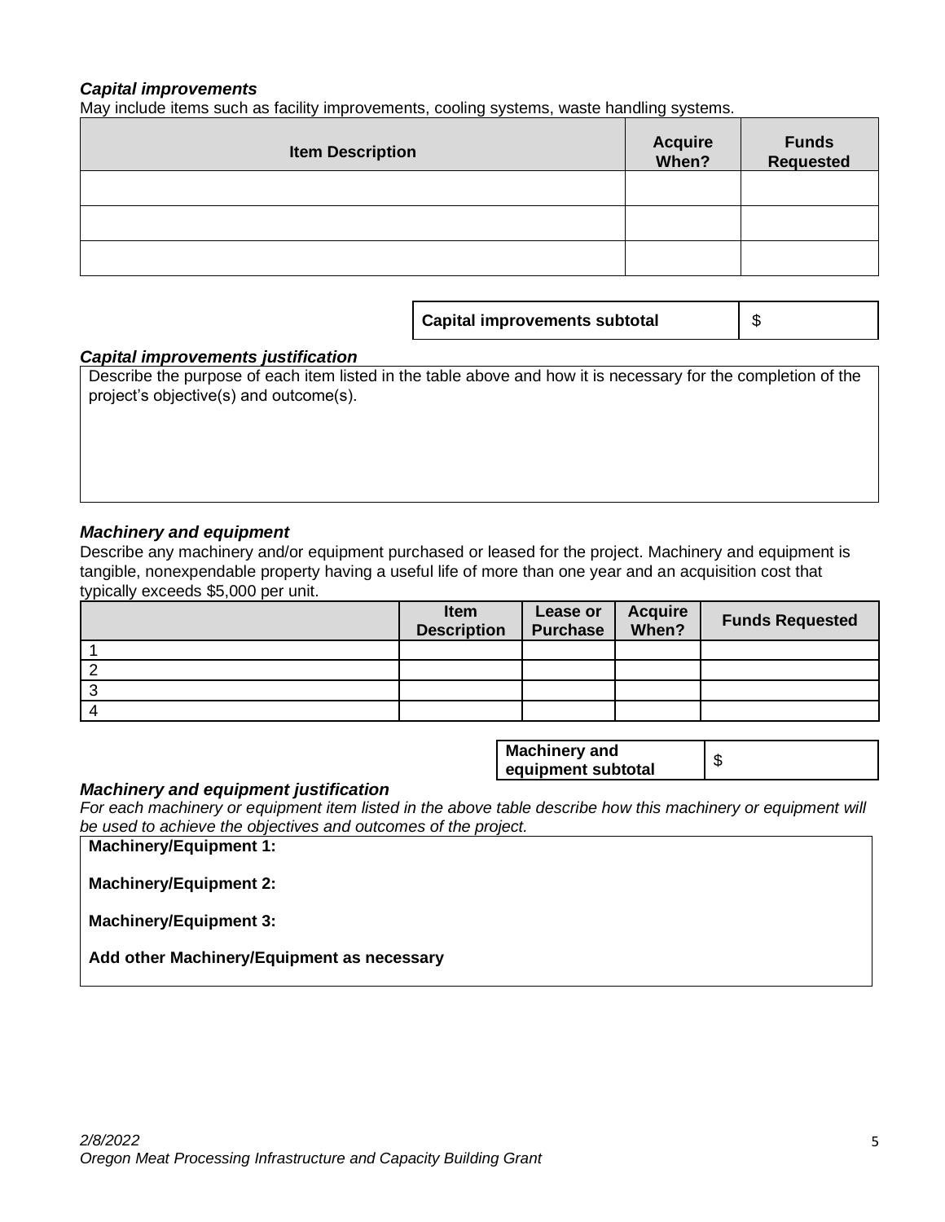***Capital improvements***

May include items such as facility improvements, cooling systems, waste handling systems.

| Item Description | Acquire When? | Funds Requested |
|---|---|---|
| | | |
| | | |
| | | |

| Capital improvements subtotal | $ |
|---|---|

***Capital improvements justification***

| Describe the purpose of each item listed in the table above and how it is necessary for the completion of the project's objective(s) and outcome(s). |
|---|

***Machinery and equipment***

Describe any machinery and/or equipment purchased or leased for the project. Machinery and equipment is tangible, nonexpendable property having a useful life of more than one year and an acquisition cost that typically exceeds $5,000 per unit.

| | Item Description | Lease or Purchase | Acquire When? | Funds Requested |
|---|---|---|---|---|
| 1 | | | | |
| 2 | | | | |
| 3 | | | | |
| 4 | | | | |

| Machinery and equipment subtotal | $ |
|---|---|

***Machinery and equipment justification***

*For each machinery or equipment item listed in the above table describe how this machinery or equipment will be used to achieve the objectives and outcomes of the project.*

**Machinery/Equipment 1:**

**Machinery/Equipment 2:**

**Machinery/Equipment 3:**

**Add other Machinery/Equipment as necessary**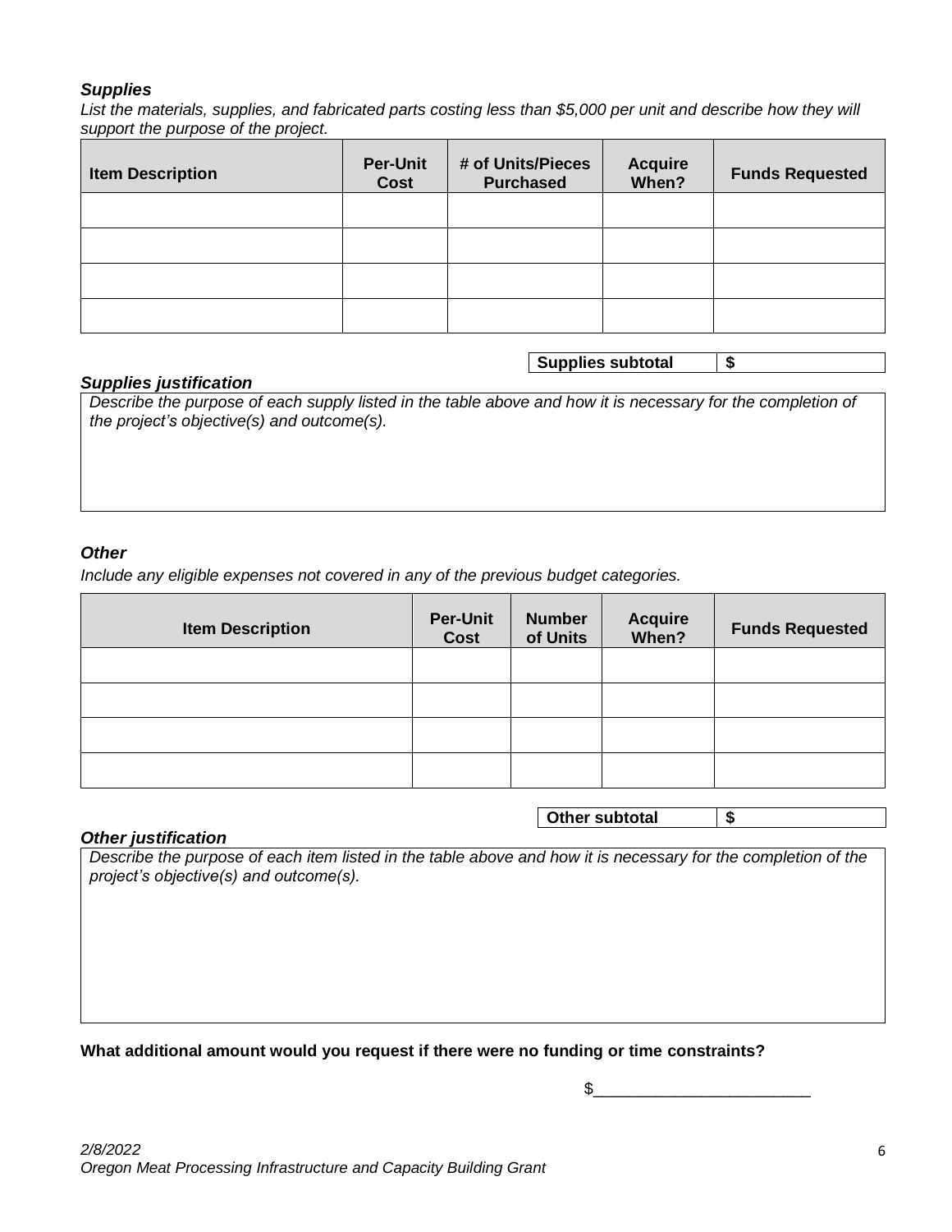***Supplies***

*List the materials, supplies, and fabricated parts costing less than $5,000 per unit and describe how they will support the purpose of the project.*

| Item Description | Per-Unit Cost | # of Units/Pieces Purchased | Acquire When? | Funds Requested |
|---|---|---|---|---|
| | | | | |
| | | | | |
| | | | | |
| | | | | |

| **Supplies subtotal** | **$** |
|---|---|

***Supplies justification***

*Describe the purpose of each supply listed in the table above and how it is necessary for the completion of the project's objective(s) and outcome(s).*

***Other***

*Include any eligible expenses not covered in any of the previous budget categories.*

| Item Description | Per-Unit Cost | Number of Units | Acquire When? | Funds Requested |
|---|---|---|---|---|
| | | | | |
| | | | | |
| | | | | |
| | | | | |

| **Other subtotal** | **$** |
|---|---|

***Other justification***

*Describe the purpose of each item listed in the table above and how it is necessary for the completion of the project's objective(s) and outcome(s).*

**What additional amount would you request if there were no funding or time constraints?**

$________________________

*2/8/2022*
*Oregon Meat Processing Infrastructure and Capacity Building Grant*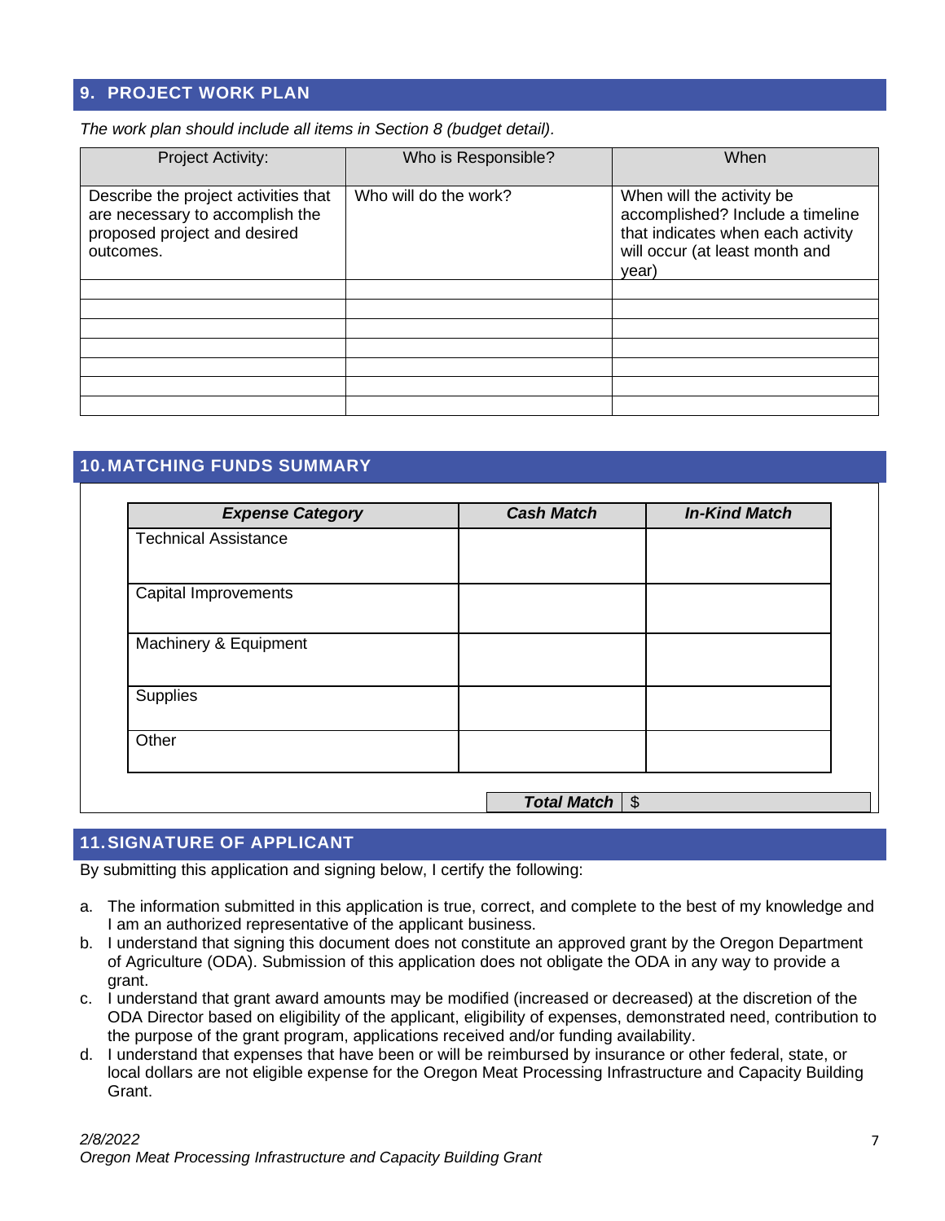## 9. PROJECT WORK PLAN

*The work plan should include all items in Section 8 (budget detail).*

| Project Activity: | Who is Responsible? | When |
|---|---|---|
| Describe the project activities that are necessary to accomplish the proposed project and desired outcomes. | Who will do the work? | When will the activity be accomplished? Include a timeline that indicates when each activity will occur (at least month and year) |
| | | |
| | | |
| | | |
| | | |
| | | |
| | | |
| | | |

## 10. MATCHING FUNDS SUMMARY

| ***Expense Category*** | ***Cash Match*** | ***In-Kind Match*** |
|---|---|---|
| Technical Assistance | | |
| Capital Improvements | | |
| Machinery & Equipment | | |
| Supplies | | |
| Other | | |

| ***Total Match*** | $ |
|---|---|

## 11. SIGNATURE OF APPLICANT

By submitting this application and signing below, I certify the following:

a. The information submitted in this application is true, correct, and complete to the best of my knowledge and I am an authorized representative of the applicant business.
b. I understand that signing this document does not constitute an approved grant by the Oregon Department of Agriculture (ODA). Submission of this application does not obligate the ODA in any way to provide a grant.
c. I understand that grant award amounts may be modified (increased or decreased) at the discretion of the ODA Director based on eligibility of the applicant, eligibility of expenses, demonstrated need, contribution to the purpose of the grant program, applications received and/or funding availability.
d. I understand that expenses that have been or will be reimbursed by insurance or other federal, state, or local dollars are not eligible expense for the Oregon Meat Processing Infrastructure and Capacity Building Grant.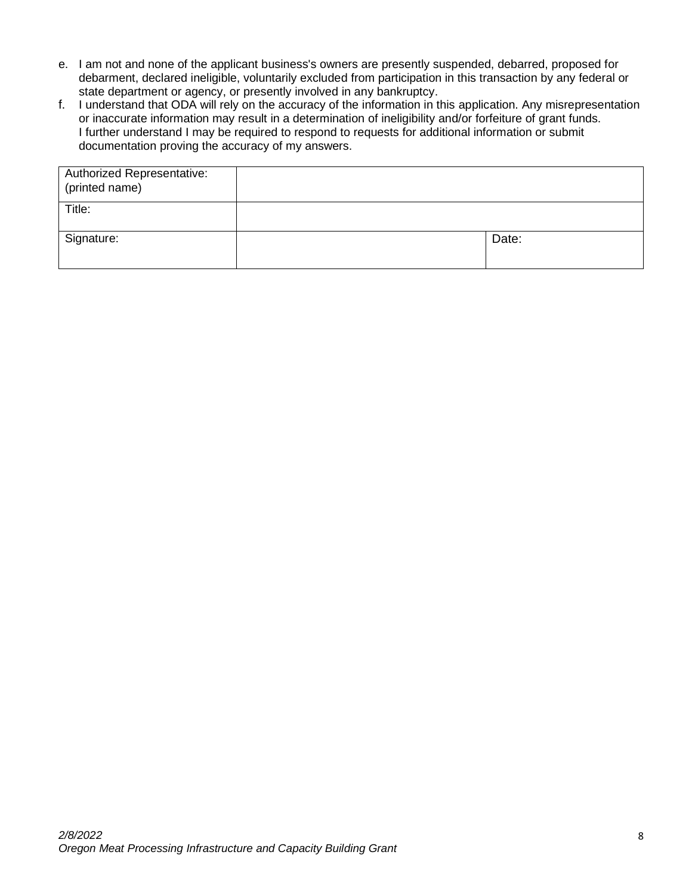e. I am not and none of the applicant business's owners are presently suspended, debarred, proposed for debarment, declared ineligible, voluntarily excluded from participation in this transaction by any federal or state department or agency, or presently involved in any bankruptcy.
f. I understand that ODA will rely on the accuracy of the information in this application. Any misrepresentation or inaccurate information may result in a determination of ineligibility and/or forfeiture of grant funds. I further understand I may be required to respond to requests for additional information or submit documentation proving the accuracy of my answers.

| Authorized Representative: (printed name) | | |
|---|---|---|
| Title: | | |
| Signature: | | Date: |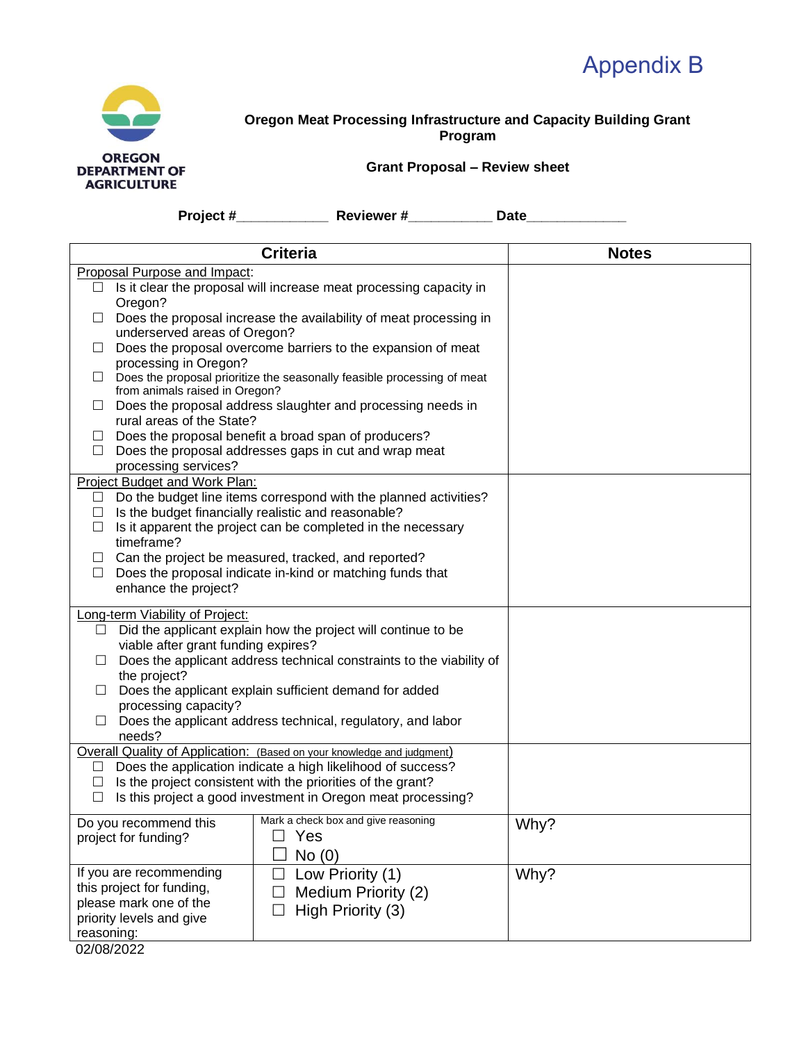Appendix B

OREGON DEPARTMENT OF AGRICULTURE

**Oregon Meat Processing Infrastructure and Capacity Building Grant Program**

**Grant Proposal – Review sheet**

**Project #\_\_\_\_\_\_\_\_\_\_\_\_ Reviewer #\_\_\_\_\_\_\_\_\_\_\_ Date\_\_\_\_\_\_\_\_\_\_\_\_\_**

| Criteria | | Notes |
|---|---|---|
| Proposal Purpose and Impact:<br>☐ Is it clear the proposal will increase meat processing capacity in Oregon?<br>☐ Does the proposal increase the availability of meat processing in underserved areas of Oregon?<br>☐ Does the proposal overcome barriers to the expansion of meat processing in Oregon?<br>☐ Does the proposal prioritize the seasonally feasible processing of meat from animals raised in Oregon?<br>☐ Does the proposal address slaughter and processing needs in rural areas of the State?<br>☐ Does the proposal benefit a broad span of producers?<br>☐ Does the proposal addresses gaps in cut and wrap meat processing services? | | |
| Project Budget and Work Plan:<br>☐ Do the budget line items correspond with the planned activities?<br>☐ Is the budget financially realistic and reasonable?<br>☐ Is it apparent the project can be completed in the necessary timeframe?<br>☐ Can the project be measured, tracked, and reported?<br>☐ Does the proposal indicate in-kind or matching funds that enhance the project? | | |
| Long-term Viability of Project:<br>☐ Did the applicant explain how the project will continue to be viable after grant funding expires?<br>☐ Does the applicant address technical constraints to the viability of the project?<br>☐ Does the applicant explain sufficient demand for added processing capacity?<br>☐ Does the applicant address technical, regulatory, and labor needs? | | |
| Overall Quality of Application: (Based on your knowledge and judgment)<br>☐ Does the application indicate a high likelihood of success?<br>☐ Is the project consistent with the priorities of the grant?<br>☐ Is this project a good investment in Oregon meat processing? | | |
| Do you recommend this project for funding? | Mark a check box and give reasoning<br>☐ Yes<br>☐ No (0) | Why? |
| If you are recommending this project for funding, please mark one of the priority levels and give reasoning: | ☐ Low Priority (1)<br>☐ Medium Priority (2)<br>☐ High Priority (3) | Why? |

02/08/2022